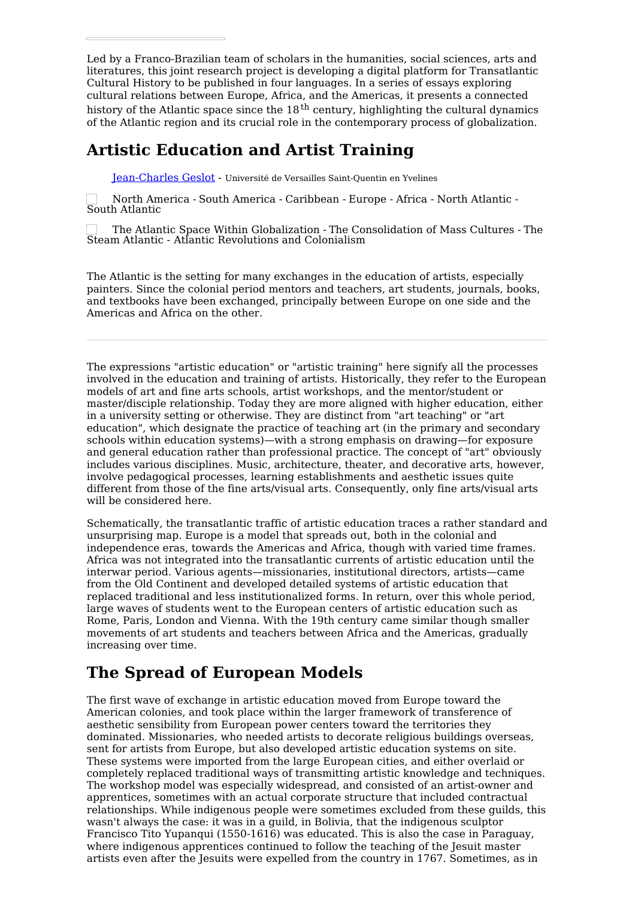Led by a Franco-Brazilian team of scholars in the humanities, social sciences, arts and literatures, this joint research project is developing a digital platform for Transatlantic Cultural History to be published in four languages. In a series of essays exploring cultural relations between Europe, Africa, and the Americas, it presents a connected history of the Atlantic space since the 18th century, highlighting the cultural dynamics of the Atlantic region and its crucial role in the contemporary process of globalization.

# Artistic Education and Artist Training

[Jean-Charles Geslot](#) - Université de Versailles Saint-Quentin en Yvelines

North America - South America - Caribbean - Europe - Africa - North Atlantic - South Atlantic

The Atlantic Space Within Globalization - The Consolidation of Mass Cultures - The Steam Atlantic - Atlantic Revolutions and Colonialism

The Atlantic is the setting for many exchanges in the education of artists, especially painters. Since the colonial period mentors and teachers, art students, journals, books, and textbooks have been exchanged, principally between Europe on one side and the Americas and Africa on the other.

---

The expressions "artistic education" or "artistic training" here signify all the processes involved in the education and training of artists. Historically, they refer to the European models of art and fine arts schools, artist workshops, and the mentor/student or master/disciple relationship. Today they are more aligned with higher education, either in a university setting or otherwise. They are distinct from "art teaching" or "art education", which designate the practice of teaching art (in the primary and secondary schools within education systems)—with a strong emphasis on drawing—for exposure and general education rather than professional practice. The concept of "art" obviously includes various disciplines. Music, architecture, theater, and decorative arts, however, involve pedagogical processes, learning establishments and aesthetic issues quite different from those of the fine arts/visual arts. Consequently, only fine arts/visual arts will be considered here.

Schematically, the transatlantic traffic of artistic education traces a rather standard and unsurprising map. Europe is a model that spreads out, both in the colonial and independence eras, towards the Americas and Africa, though with varied time frames. Africa was not integrated into the transatlantic currents of artistic education until the interwar period. Various agents—missionaries, institutional directors, artists—came from the Old Continent and developed detailed systems of artistic education that replaced traditional and less institutionalized forms. In return, over this whole period, large waves of students went to the European centers of artistic education such as Rome, Paris, London and Vienna. With the 19th century came similar though smaller movements of art students and teachers between Africa and the Americas, gradually increasing over time.

## The Spread of European Models

The first wave of exchange in artistic education moved from Europe toward the American colonies, and took place within the larger framework of transference of aesthetic sensibility from European power centers toward the territories they dominated. Missionaries, who needed artists to decorate religious buildings overseas, sent for artists from Europe, but also developed artistic education systems on site. These systems were imported from the large European cities, and either overlaid or completely replaced traditional ways of transmitting artistic knowledge and techniques. The workshop model was especially widespread, and consisted of an artist-owner and apprentices, sometimes with an actual corporate structure that included contractual relationships. While indigenous people were sometimes excluded from these guilds, this wasn't always the case: it was in a guild, in Bolivia, that the indigenous sculptor Francisco Tito Yupanqui (1550-1616) was educated. This is also the case in Paraguay, where indigenous apprentices continued to follow the teaching of the Jesuit master artists even after the Jesuits were expelled from the country in 1767. Sometimes, as in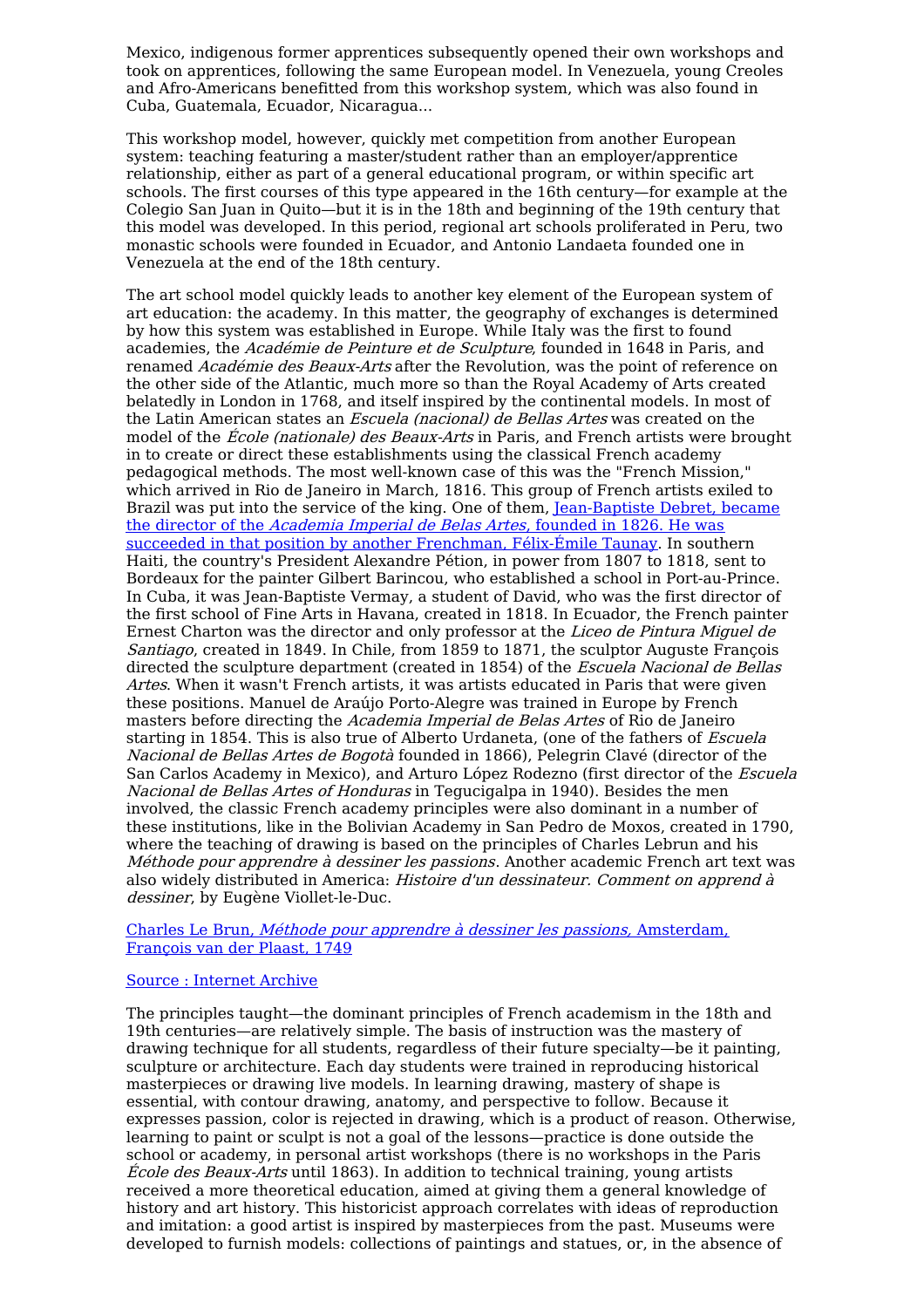Mexico, indigenous former apprentices subsequently opened their own workshops and took on apprentices, following the same European model. In Venezuela, young Creoles and Afro-Americans benefitted from this workshop system, which was also found in Cuba, Guatemala, Ecuador, Nicaragua...

This workshop model, however, quickly met competition from another European system: teaching featuring a master/student rather than an employer/apprentice relationship, either as part of a general educational program, or within specific art schools. The first courses of this type appeared in the 16th century—for example at the Colegio San Juan in Quito—but it is in the 18th and beginning of the 19th century that this model was developed. In this period, regional art schools proliferated in Peru, two monastic schools were founded in Ecuador, and Antonio Landaeta founded one in Venezuela at the end of the 18th century.

The art school model quickly leads to another key element of the European system of art education: the academy. In this matter, the geography of exchanges is determined by how this system was established in Europe. While Italy was the first to found academies, the *Académie de Peinture et de Sculpture*, founded in 1648 in Paris, and renamed *Académie des Beaux-Arts* after the Revolution, was the point of reference on the other side of the Atlantic, much more so than the Royal Academy of Arts created belatedly in London in 1768, and itself inspired by the continental models. In most of the Latin American states an *Escuela (nacional) de Bellas Artes* was created on the model of the *École (nationale) des Beaux-Arts* in Paris, and French artists were brought in to create or direct these establishments using the classical French academy pedagogical methods. The most well-known case of this was the "French Mission," which arrived in Rio de Janeiro in March, 1816. This group of French artists exiled to Brazil was put into the service of the king. One of them, [Jean-Baptiste Debret, became the director of the *Academia Imperial de Belas Artes*, founded in 1826. He was succeeded in that position by another Frenchman, Félix-Émile Taunay]. In southern Haiti, the country's President Alexandre Pétion, in power from 1807 to 1818, sent to Bordeaux for the painter Gilbert Barincou, who established a school in Port-au-Prince. In Cuba, it was Jean-Baptiste Vermay, a student of David, who was the first director of the first school of Fine Arts in Havana, created in 1818. In Ecuador, the French painter Ernest Charton was the director and only professor at the *Liceo de Pintura Miguel de Santiago*, created in 1849. In Chile, from 1859 to 1871, the sculptor Auguste François directed the sculpture department (created in 1854) of the *Escuela Nacional de Bellas Artes*. When it wasn't French artists, it was artists educated in Paris that were given these positions. Manuel de Araújo Porto-Alegre was trained in Europe by French masters before directing the *Academia Imperial de Belas Artes* of Rio de Janeiro starting in 1854. This is also true of Alberto Urdaneta, (one of the fathers of *Escuela Nacional de Bellas Artes de Bogotà* founded in 1866), Pelegrin Clavé (director of the San Carlos Academy in Mexico), and Arturo López Rodezno (first director of the *Escuela Nacional de Bellas Artes of Honduras* in Tegucigalpa in 1940). Besides the men involved, the classic French academy principles were also dominant in a number of these institutions, like in the Bolivian Academy in San Pedro de Moxos, created in 1790, where the teaching of drawing is based on the principles of Charles Lebrun and his *Méthode pour apprendre à dessiner les passions*. Another academic French art text was also widely distributed in America: *Histoire d'un dessinateur. Comment on apprend à dessiner*, by Eugène Viollet-le-Duc.

[Charles Le Brun, *Méthode pour apprendre à dessiner les passions*, Amsterdam, François van der Plaast, 1749]

[Source : Internet Archive]

The principles taught—the dominant principles of French academism in the 18th and 19th centuries—are relatively simple. The basis of instruction was the mastery of drawing technique for all students, regardless of their future specialty—be it painting, sculpture or architecture. Each day students were trained in reproducing historical masterpieces or drawing live models. In learning drawing, mastery of shape is essential, with contour drawing, anatomy, and perspective to follow. Because it expresses passion, color is rejected in drawing, which is a product of reason. Otherwise, learning to paint or sculpt is not a goal of the lessons—practice is done outside the school or academy, in personal artist workshops (there is no workshops in the Paris *École des Beaux-Arts* until 1863). In addition to technical training, young artists received a more theoretical education, aimed at giving them a general knowledge of history and art history. This historicist approach correlates with ideas of reproduction and imitation: a good artist is inspired by masterpieces from the past. Museums were developed to furnish models: collections of paintings and statues, or, in the absence of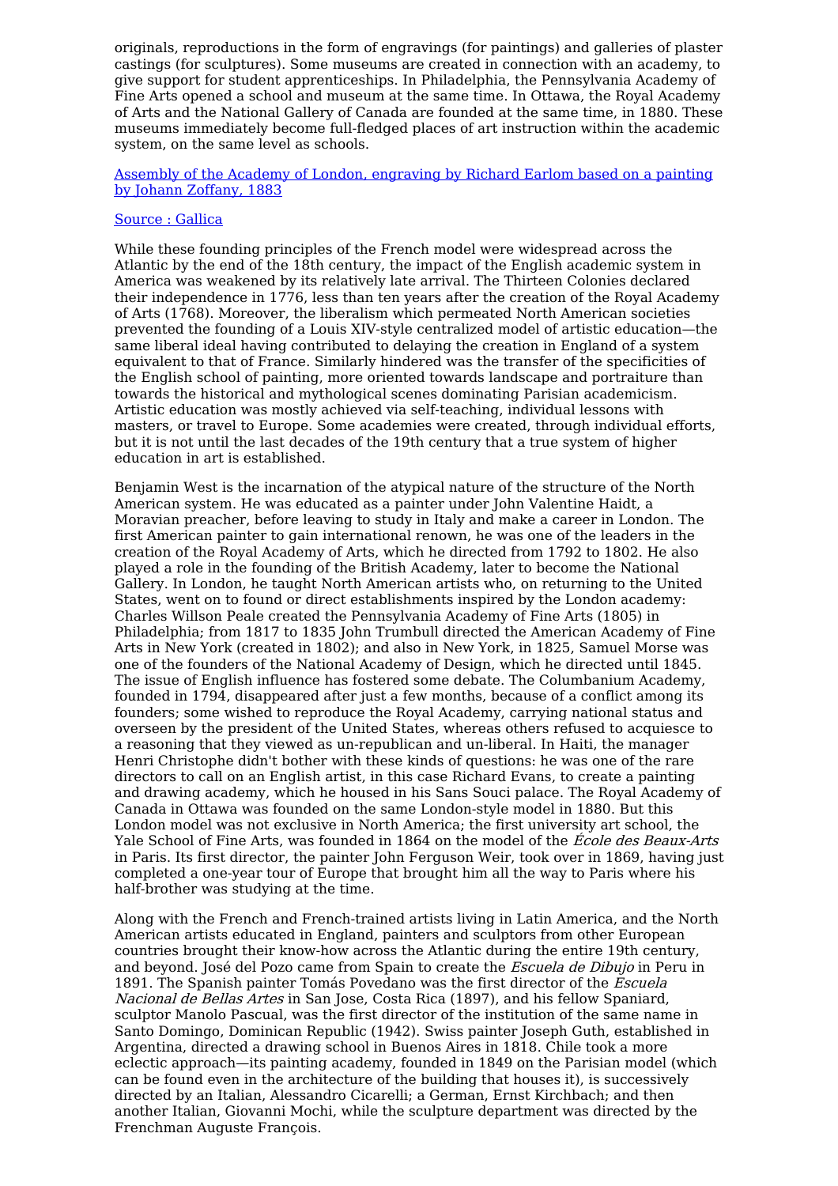originals, reproductions in the form of engravings (for paintings) and galleries of plaster castings (for sculptures). Some museums are created in connection with an academy, to give support for student apprenticeships. In Philadelphia, the Pennsylvania Academy of Fine Arts opened a school and museum at the same time. In Ottawa, the Royal Academy of Arts and the National Gallery of Canada are founded at the same time, in 1880. These museums immediately become full-fledged places of art instruction within the academic system, on the same level as schools.

[Assembly of the Academy of London, engraving by Richard Earlom based on a painting by Johann Zoffany, 1883]

[Source : Gallica]

While these founding principles of the French model were widespread across the Atlantic by the end of the 18th century, the impact of the English academic system in America was weakened by its relatively late arrival. The Thirteen Colonies declared their independence in 1776, less than ten years after the creation of the Royal Academy of Arts (1768). Moreover, the liberalism which permeated North American societies prevented the founding of a Louis XIV-style centralized model of artistic education—the same liberal ideal having contributed to delaying the creation in England of a system equivalent to that of France. Similarly hindered was the transfer of the specificities of the English school of painting, more oriented towards landscape and portraiture than towards the historical and mythological scenes dominating Parisian academicism. Artistic education was mostly achieved via self-teaching, individual lessons with masters, or travel to Europe. Some academies were created, through individual efforts, but it is not until the last decades of the 19th century that a true system of higher education in art is established.

Benjamin West is the incarnation of the atypical nature of the structure of the North American system. He was educated as a painter under John Valentine Haidt, a Moravian preacher, before leaving to study in Italy and make a career in London. The first American painter to gain international renown, he was one of the leaders in the creation of the Royal Academy of Arts, which he directed from 1792 to 1802. He also played a role in the founding of the British Academy, later to become the National Gallery. In London, he taught North American artists who, on returning to the United States, went on to found or direct establishments inspired by the London academy: Charles Willson Peale created the Pennsylvania Academy of Fine Arts (1805) in Philadelphia; from 1817 to 1835 John Trumbull directed the American Academy of Fine Arts in New York (created in 1802); and also in New York, in 1825, Samuel Morse was one of the founders of the National Academy of Design, which he directed until 1845. The issue of English influence has fostered some debate. The Columbanium Academy, founded in 1794, disappeared after just a few months, because of a conflict among its founders; some wished to reproduce the Royal Academy, carrying national status and overseen by the president of the United States, whereas others refused to acquiesce to a reasoning that they viewed as un-republican and un-liberal. In Haiti, the manager Henri Christophe didn't bother with these kinds of questions: he was one of the rare directors to call on an English artist, in this case Richard Evans, to create a painting and drawing academy, which he housed in his Sans Souci palace. The Royal Academy of Canada in Ottawa was founded on the same London-style model in 1880. But this London model was not exclusive in North America; the first university art school, the Yale School of Fine Arts, was founded in 1864 on the model of the *École des Beaux-Arts* in Paris. Its first director, the painter John Ferguson Weir, took over in 1869, having just completed a one-year tour of Europe that brought him all the way to Paris where his half-brother was studying at the time.

Along with the French and French-trained artists living in Latin America, and the North American artists educated in England, painters and sculptors from other European countries brought their know-how across the Atlantic during the entire 19th century, and beyond. José del Pozo came from Spain to create the *Escuela de Dibujo* in Peru in 1891. The Spanish painter Tomás Povedano was the first director of the *Escuela Nacional de Bellas Artes* in San Jose, Costa Rica (1897), and his fellow Spaniard, sculptor Manolo Pascual, was the first director of the institution of the same name in Santo Domingo, Dominican Republic (1942). Swiss painter Joseph Guth, established in Argentina, directed a drawing school in Buenos Aires in 1818. Chile took a more eclectic approach—its painting academy, founded in 1849 on the Parisian model (which can be found even in the architecture of the building that houses it), is successively directed by an Italian, Alessandro Cicarelli; a German, Ernst Kirchbach; and then another Italian, Giovanni Mochi, while the sculpture department was directed by the Frenchman Auguste François.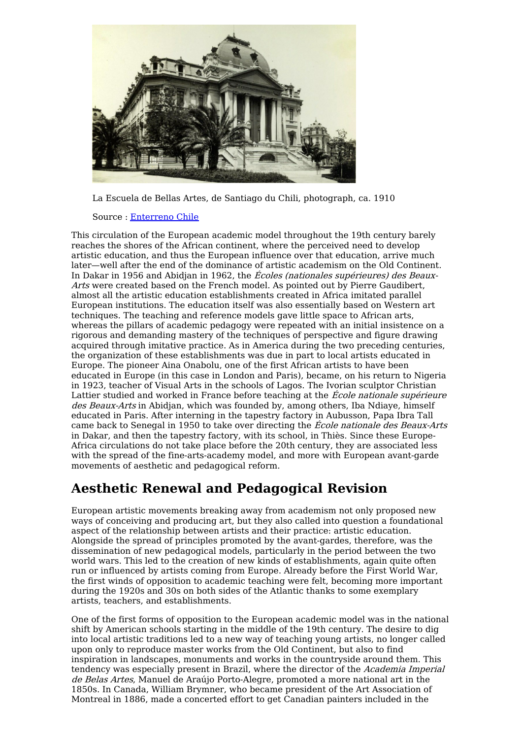La Escuela de Bellas Artes, de Santiago du Chili, photograph, ca. 1910

Source : [Enterreno Chile]

This circulation of the European academic model throughout the 19th century barely reaches the shores of the African continent, where the perceived need to develop artistic education, and thus the European influence over that education, arrive much later—well after the end of the dominance of artistic academism on the Old Continent. In Dakar in 1956 and Abidjan in 1962, the *Écoles (nationales supérieures) des Beaux-Arts* were created based on the French model. As pointed out by Pierre Gaudibert, almost all the artistic education establishments created in Africa imitated parallel European institutions. The education itself was also essentially based on Western art techniques. The teaching and reference models gave little space to African arts, whereas the pillars of academic pedagogy were repeated with an initial insistence on a rigorous and demanding mastery of the techniques of perspective and figure drawing acquired through imitative practice. As in America during the two preceding centuries, the organization of these establishments was due in part to local artists educated in Europe. The pioneer Aina Onabolu, one of the first African artists to have been educated in Europe (in this case in London and Paris), became, on his return to Nigeria in 1923, teacher of Visual Arts in the schools of Lagos. The Ivorian sculptor Christian Lattier studied and worked in France before teaching at the *École nationale supérieure des Beaux-Arts* in Abidjan, which was founded by, among others, Iba Ndiaye, himself educated in Paris. After interning in the tapestry factory in Aubusson, Papa Ibra Tall came back to Senegal in 1950 to take over directing the *École nationale des Beaux-Arts* in Dakar, and then the tapestry factory, with its school, in Thiès. Since these Europe-Africa circulations do not take place before the 20th century, they are associated less with the spread of the fine-arts-academy model, and more with European avant-garde movements of aesthetic and pedagogical reform.

## Aesthetic Renewal and Pedagogical Revision

European artistic movements breaking away from academism not only proposed new ways of conceiving and producing art, but they also called into question a foundational aspect of the relationship between artists and their practice: artistic education. Alongside the spread of principles promoted by the avant-gardes, therefore, was the dissemination of new pedagogical models, particularly in the period between the two world wars. This led to the creation of new kinds of establishments, again quite often run or influenced by artists coming from Europe. Already before the First World War, the first winds of opposition to academic teaching were felt, becoming more important during the 1920s and 30s on both sides of the Atlantic thanks to some exemplary artists, teachers, and establishments.

One of the first forms of opposition to the European academic model was in the national shift by American schools starting in the middle of the 19th century. The desire to dig into local artistic traditions led to a new way of teaching young artists, no longer called upon only to reproduce master works from the Old Continent, but also to find inspiration in landscapes, monuments and works in the countryside around them. This tendency was especially present in Brazil, where the director of the *Academia Imperial de Belas Artes*, Manuel de Araújo Porto-Alegre, promoted a more national art in the 1850s. In Canada, William Brymner, who became president of the Art Association of Montreal in 1886, made a concerted effort to get Canadian painters included in the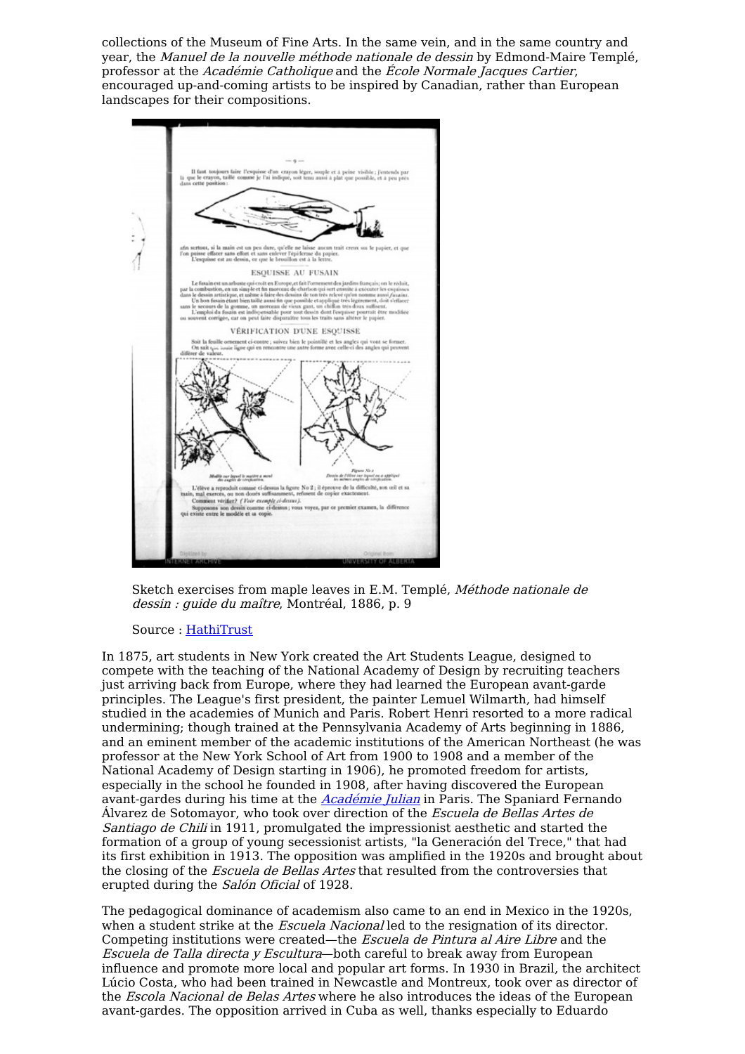collections of the Museum of Fine Arts. In the same vein, and in the same country and year, the *Manuel de la nouvelle méthode nationale de dessin* by Edmond-Maire Templé, professor at the *Académie Catholique* and the *École Normale Jacques Cartier*, encouraged up-and-coming artists to be inspired by Canadian, rather than European landscapes for their compositions.

Sketch exercises from maple leaves in E.M. Templé, *Méthode nationale de dessin : guide du maître*, Montréal, 1886, p. 9

Source : [HathiTrust]

In 1875, art students in New York created the Art Students League, designed to compete with the teaching of the National Academy of Design by recruiting teachers just arriving back from Europe, where they had learned the European avant-garde principles. The League's first president, the painter Lemuel Wilmarth, had himself studied in the academies of Munich and Paris. Robert Henri resorted to a more radical undermining; though trained at the Pennsylvania Academy of Arts beginning in 1886, and an eminent member of the academic institutions of the American Northeast (he was professor at the New York School of Art from 1900 to 1908 and a member of the National Academy of Design starting in 1906), he promoted freedom for artists, especially in the school he founded in 1908, after having discovered the European avant-gardes during his time at the [*Académie Julian*] in Paris. The Spaniard Fernando Álvarez de Sotomayor, who took over direction of the *Escuela de Bellas Artes de Santiago de Chili* in 1911, promulgated the impressionist aesthetic and started the formation of a group of young secessionist artists, "la Generación del Trece," that had its first exhibition in 1913. The opposition was amplified in the 1920s and brought about the closing of the *Escuela de Bellas Artes* that resulted from the controversies that erupted during the *Salón Oficial* of 1928.

The pedagogical dominance of academism also came to an end in Mexico in the 1920s, when a student strike at the *Escuela Nacional* led to the resignation of its director. Competing institutions were created—the *Escuela de Pintura al Aire Libre* and the *Escuela de Talla directa y Escultura*—both careful to break away from European influence and promote more local and popular art forms. In 1930 in Brazil, the architect Lúcio Costa, who had been trained in Newcastle and Montreux, took over as director of the *Escola Nacional de Belas Artes* where he also introduces the ideas of the European avant-gardes. The opposition arrived in Cuba as well, thanks especially to Eduardo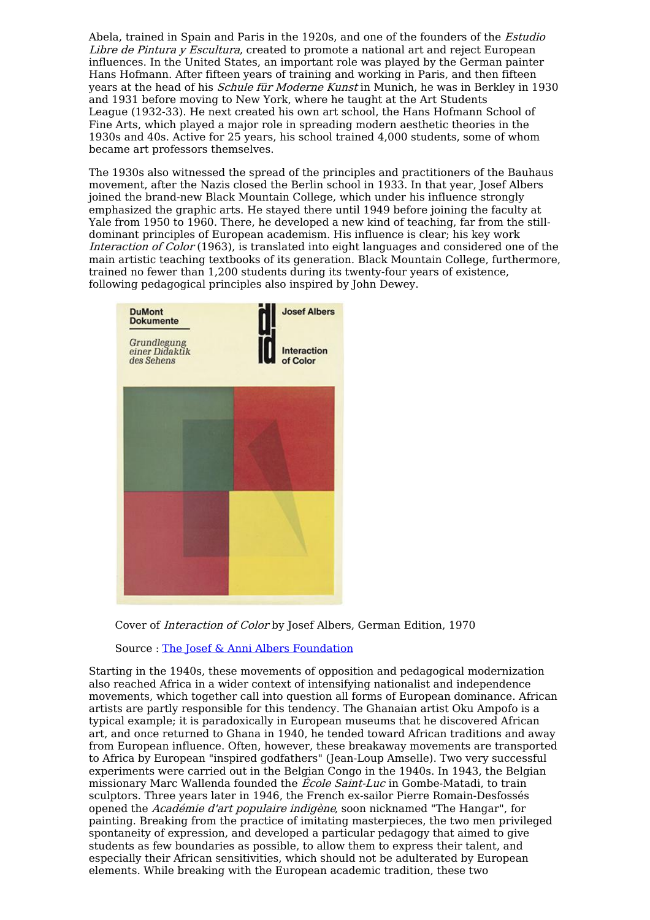Abela, trained in Spain and Paris in the 1920s, and one of the founders of the *Estudio Libre de Pintura y Escultura*, created to promote a national art and reject European influences. In the United States, an important role was played by the German painter Hans Hofmann. After fifteen years of training and working in Paris, and then fifteen years at the head of his *Schule für Moderne Kunst* in Munich, he was in Berkley in 1930 and 1931 before moving to New York, where he taught at the Art Students League (1932-33). He next created his own art school, the Hans Hofmann School of Fine Arts, which played a major role in spreading modern aesthetic theories in the 1930s and 40s. Active for 25 years, his school trained 4,000 students, some of whom became art professors themselves.

The 1930s also witnessed the spread of the principles and practitioners of the Bauhaus movement, after the Nazis closed the Berlin school in 1933. In that year, Josef Albers joined the brand-new Black Mountain College, which under his influence strongly emphasized the graphic arts. He stayed there until 1949 before joining the faculty at Yale from 1950 to 1960. There, he developed a new kind of teaching, far from the still-dominant principles of European academism. His influence is clear; his key work *Interaction of Color* (1963), is translated into eight languages and considered one of the main artistic teaching textbooks of its generation. Black Mountain College, furthermore, trained no fewer than 1,200 students during its twenty-four years of existence, following pedagogical principles also inspired by John Dewey.

Cover of *Interaction of Color* by Josef Albers, German Edition, 1970

Source : [The Josef & Anni Albers Foundation]

Starting in the 1940s, these movements of opposition and pedagogical modernization also reached Africa in a wider context of intensifying nationalist and independence movements, which together call into question all forms of European dominance. African artists are partly responsible for this tendency. The Ghanaian artist Oku Ampofo is a typical example; it is paradoxically in European museums that he discovered African art, and once returned to Ghana in 1940, he tended toward African traditions and away from European influence. Often, however, these breakaway movements are transported to Africa by European "inspired godfathers" (Jean-Loup Amselle). Two very successful experiments were carried out in the Belgian Congo in the 1940s. In 1943, the Belgian missionary Marc Wallenda founded the *École Saint-Luc* in Gombe-Matadi, to train sculptors. Three years later in 1946, the French ex-sailor Pierre Romain-Desfossés opened the *Académie d'art populaire indigène*, soon nicknamed "The Hangar", for painting. Breaking from the practice of imitating masterpieces, the two men privileged spontaneity of expression, and developed a particular pedagogy that aimed to give students as few boundaries as possible, to allow them to express their talent, and especially their African sensitivities, which should not be adulterated by European elements. While breaking with the European academic tradition, these two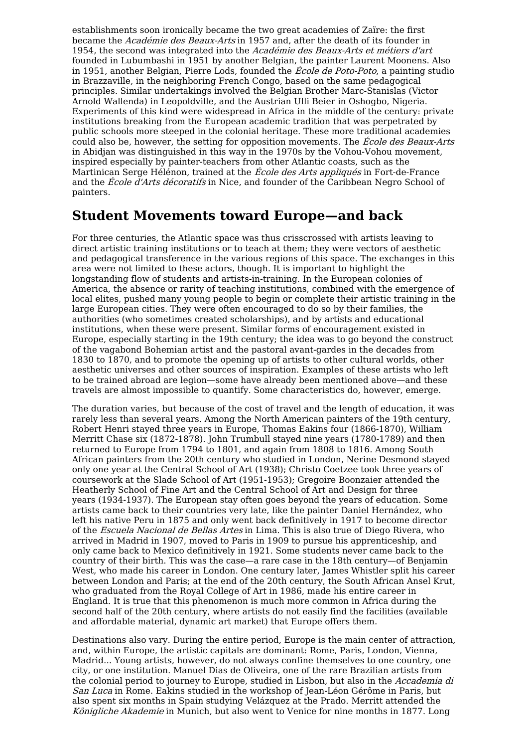establishments soon ironically became the two great academies of Zaïre: the first became the *Académie des Beaux-Arts* in 1957 and, after the death of its founder in 1954, the second was integrated into the *Académie des Beaux-Arts et métiers d'art* founded in Lubumbashi in 1951 by another Belgian, the painter Laurent Moonens. Also in 1951, another Belgian, Pierre Lods, founded the *École de Poto-Poto*, a painting studio in Brazzaville, in the neighboring French Congo, based on the same pedagogical principles. Similar undertakings involved the Belgian Brother Marc-Stanislas (Victor Arnold Wallenda) in Leopoldville, and the Austrian Ulli Beier in Oshogbo, Nigeria. Experiments of this kind were widespread in Africa in the middle of the century: private institutions breaking from the European academic tradition that was perpetrated by public schools more steeped in the colonial heritage. These more traditional academies could also be, however, the setting for opposition movements. The *École des Beaux-Arts* in Abidjan was distinguished in this way in the 1970s by the Vohou-Vohou movement, inspired especially by painter-teachers from other Atlantic coasts, such as the Martinican Serge Hélénon, trained at the *École des Arts appliqués* in Fort-de-France and the *École d'Arts décoratifs* in Nice, and founder of the Caribbean Negro School of painters.

## Student Movements toward Europe—and back

For three centuries, the Atlantic space was thus crisscrossed with artists leaving to direct artistic training institutions or to teach at them; they were vectors of aesthetic and pedagogical transference in the various regions of this space. The exchanges in this area were not limited to these actors, though. It is important to highlight the longstanding flow of students and artists-in-training. In the European colonies of America, the absence or rarity of teaching institutions, combined with the emergence of local elites, pushed many young people to begin or complete their artistic training in the large European cities. They were often encouraged to do so by their families, the authorities (who sometimes created scholarships), and by artists and educational institutions, when these were present. Similar forms of encouragement existed in Europe, especially starting in the 19th century; the idea was to go beyond the construct of the vagabond Bohemian artist and the pastoral avant-gardes in the decades from 1830 to 1870, and to promote the opening up of artists to other cultural worlds, other aesthetic universes and other sources of inspiration. Examples of these artists who left to be trained abroad are legion—some have already been mentioned above—and these travels are almost impossible to quantify. Some characteristics do, however, emerge.

The duration varies, but because of the cost of travel and the length of education, it was rarely less than several years. Among the North American painters of the 19th century, Robert Henri stayed three years in Europe, Thomas Eakins four (1866-1870), William Merritt Chase six (1872-1878). John Trumbull stayed nine years (1780-1789) and then returned to Europe from 1794 to 1801, and again from 1808 to 1816. Among South African painters from the 20th century who studied in London, Nerine Desmond stayed only one year at the Central School of Art (1938); Christo Coetzee took three years of coursework at the Slade School of Art (1951-1953); Gregoire Boonzaier attended the Heatherly School of Fine Art and the Central School of Art and Design for three years (1934-1937). The European stay often goes beyond the years of education. Some artists came back to their countries very late, like the painter Daniel Hernández, who left his native Peru in 1875 and only went back definitively in 1917 to become director of the *Escuela Nacional de Bellas Artes* in Lima. This is also true of Diego Rivera, who arrived in Madrid in 1907, moved to Paris in 1909 to pursue his apprenticeship, and only came back to Mexico definitively in 1921. Some students never came back to the country of their birth. This was the case—a rare case in the 18th century—of Benjamin West, who made his career in London. One century later, James Whistler split his career between London and Paris; at the end of the 20th century, the South African Ansel Krut, who graduated from the Royal College of Art in 1986, made his entire career in England. It is true that this phenomenon is much more common in Africa during the second half of the 20th century, where artists do not easily find the facilities (available and affordable material, dynamic art market) that Europe offers them.

Destinations also vary. During the entire period, Europe is the main center of attraction, and, within Europe, the artistic capitals are dominant: Rome, Paris, London, Vienna, Madrid... Young artists, however, do not always confine themselves to one country, one city, or one institution. Manuel Dias de Oliveira, one of the rare Brazilian artists from the colonial period to journey to Europe, studied in Lisbon, but also in the *Accademia di San Luca* in Rome. Eakins studied in the workshop of Jean-Léon Gérôme in Paris, but also spent six months in Spain studying Velázquez at the Prado. Merritt attended the *Königliche Akademie* in Munich, but also went to Venice for nine months in 1877. Long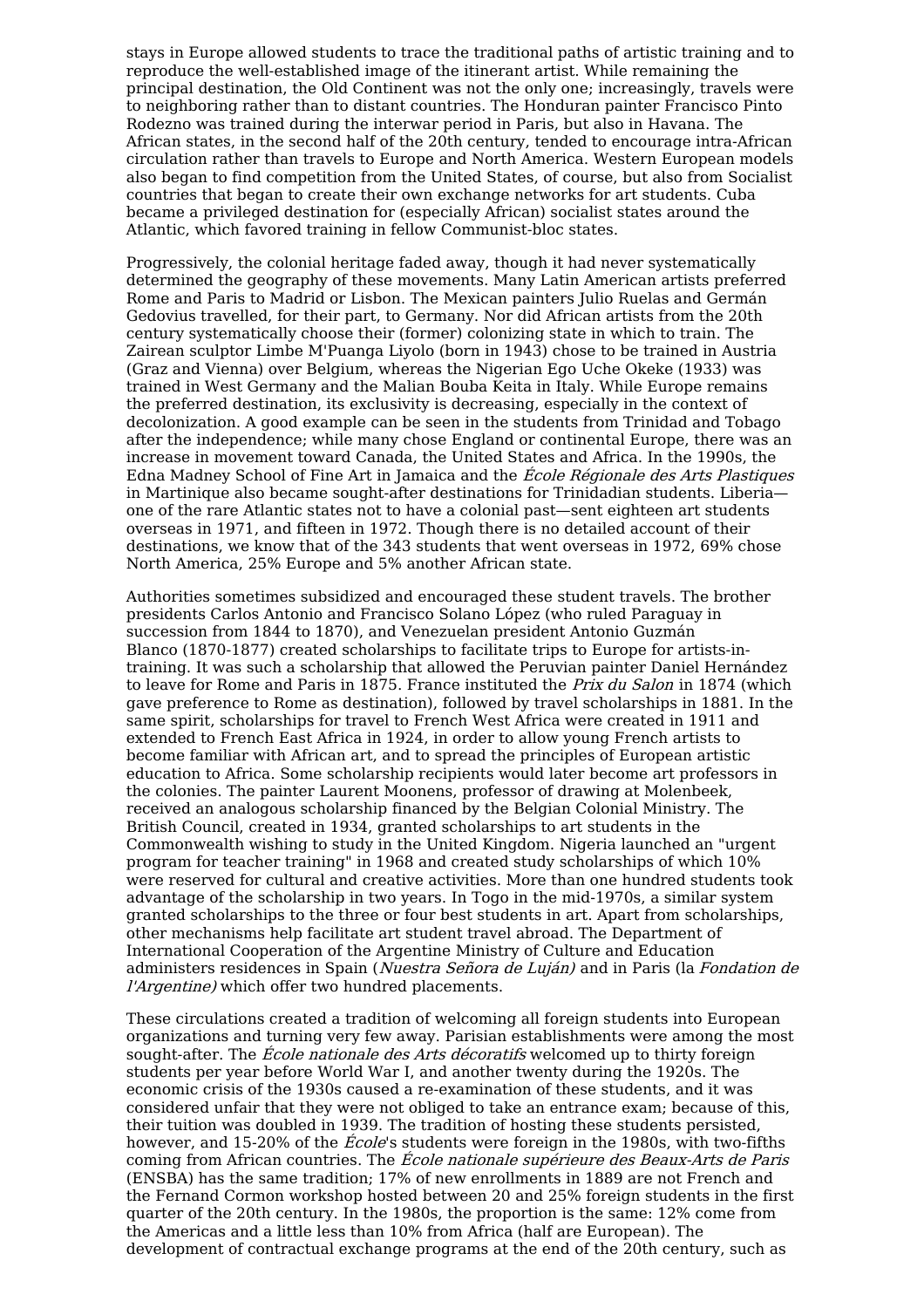stays in Europe allowed students to trace the traditional paths of artistic training and to reproduce the well-established image of the itinerant artist. While remaining the principal destination, the Old Continent was not the only one; increasingly, travels were to neighboring rather than to distant countries. The Honduran painter Francisco Pinto Rodezno was trained during the interwar period in Paris, but also in Havana. The African states, in the second half of the 20th century, tended to encourage intra-African circulation rather than travels to Europe and North America. Western European models also began to find competition from the United States, of course, but also from Socialist countries that began to create their own exchange networks for art students. Cuba became a privileged destination for (especially African) socialist states around the Atlantic, which favored training in fellow Communist-bloc states.

Progressively, the colonial heritage faded away, though it had never systematically determined the geography of these movements. Many Latin American artists preferred Rome and Paris to Madrid or Lisbon. The Mexican painters Julio Ruelas and Germán Gedovius travelled, for their part, to Germany. Nor did African artists from the 20th century systematically choose their (former) colonizing state in which to train. The Zairean sculptor Limbe M'Puanga Liyolo (born in 1943) chose to be trained in Austria (Graz and Vienna) over Belgium, whereas the Nigerian Ego Uche Okeke (1933) was trained in West Germany and the Malian Bouba Keita in Italy. While Europe remains the preferred destination, its exclusivity is decreasing, especially in the context of decolonization. A good example can be seen in the students from Trinidad and Tobago after the independence; while many chose England or continental Europe, there was an increase in movement toward Canada, the United States and Africa. In the 1990s, the Edna Madney School of Fine Art in Jamaica and the *École Régionale des Arts Plastiques* in Martinique also became sought-after destinations for Trinidadian students. Liberia—one of the rare Atlantic states not to have a colonial past—sent eighteen art students overseas in 1971, and fifteen in 1972. Though there is no detailed account of their destinations, we know that of the 343 students that went overseas in 1972, 69% chose North America, 25% Europe and 5% another African state.

Authorities sometimes subsidized and encouraged these student travels. The brother presidents Carlos Antonio and Francisco Solano López (who ruled Paraguay in succession from 1844 to 1870), and Venezuelan president Antonio Guzmán Blanco (1870-1877) created scholarships to facilitate trips to Europe for artists-in-training. It was such a scholarship that allowed the Peruvian painter Daniel Hernández to leave for Rome and Paris in 1875. France instituted the *Prix du Salon* in 1874 (which gave preference to Rome as destination), followed by travel scholarships in 1881. In the same spirit, scholarships for travel to French West Africa were created in 1911 and extended to French East Africa in 1924, in order to allow young French artists to become familiar with African art, and to spread the principles of European artistic education to Africa. Some scholarship recipients would later become art professors in the colonies. The painter Laurent Moonens, professor of drawing at Molenbeek, received an analogous scholarship financed by the Belgian Colonial Ministry. The British Council, created in 1934, granted scholarships to art students in the Commonwealth wishing to study in the United Kingdom. Nigeria launched an "urgent program for teacher training" in 1968 and created study scholarships of which 10% were reserved for cultural and creative activities. More than one hundred students took advantage of the scholarship in two years. In Togo in the mid-1970s, a similar system granted scholarships to the three or four best students in art. Apart from scholarships, other mechanisms help facilitate art student travel abroad. The Department of International Cooperation of the Argentine Ministry of Culture and Education administers residences in Spain (*Nuestra Señora de Luján)* and in Paris (la *Fondation de l'Argentine)* which offer two hundred placements.

These circulations created a tradition of welcoming all foreign students into European organizations and turning very few away. Parisian establishments were among the most sought-after. The *École nationale des Arts décoratifs* welcomed up to thirty foreign students per year before World War I, and another twenty during the 1920s. The economic crisis of the 1930s caused a re-examination of these students, and it was considered unfair that they were not obliged to take an entrance exam; because of this, their tuition was doubled in 1939. The tradition of hosting these students persisted, however, and 15-20% of the *École*'s students were foreign in the 1980s, with two-fifths coming from African countries. The *École nationale supérieure des Beaux-Arts de Paris* (ENSBA) has the same tradition; 17% of new enrollments in 1889 are not French and the Fernand Cormon workshop hosted between 20 and 25% foreign students in the first quarter of the 20th century. In the 1980s, the proportion is the same: 12% come from the Americas and a little less than 10% from Africa (half are European). The development of contractual exchange programs at the end of the 20th century, such as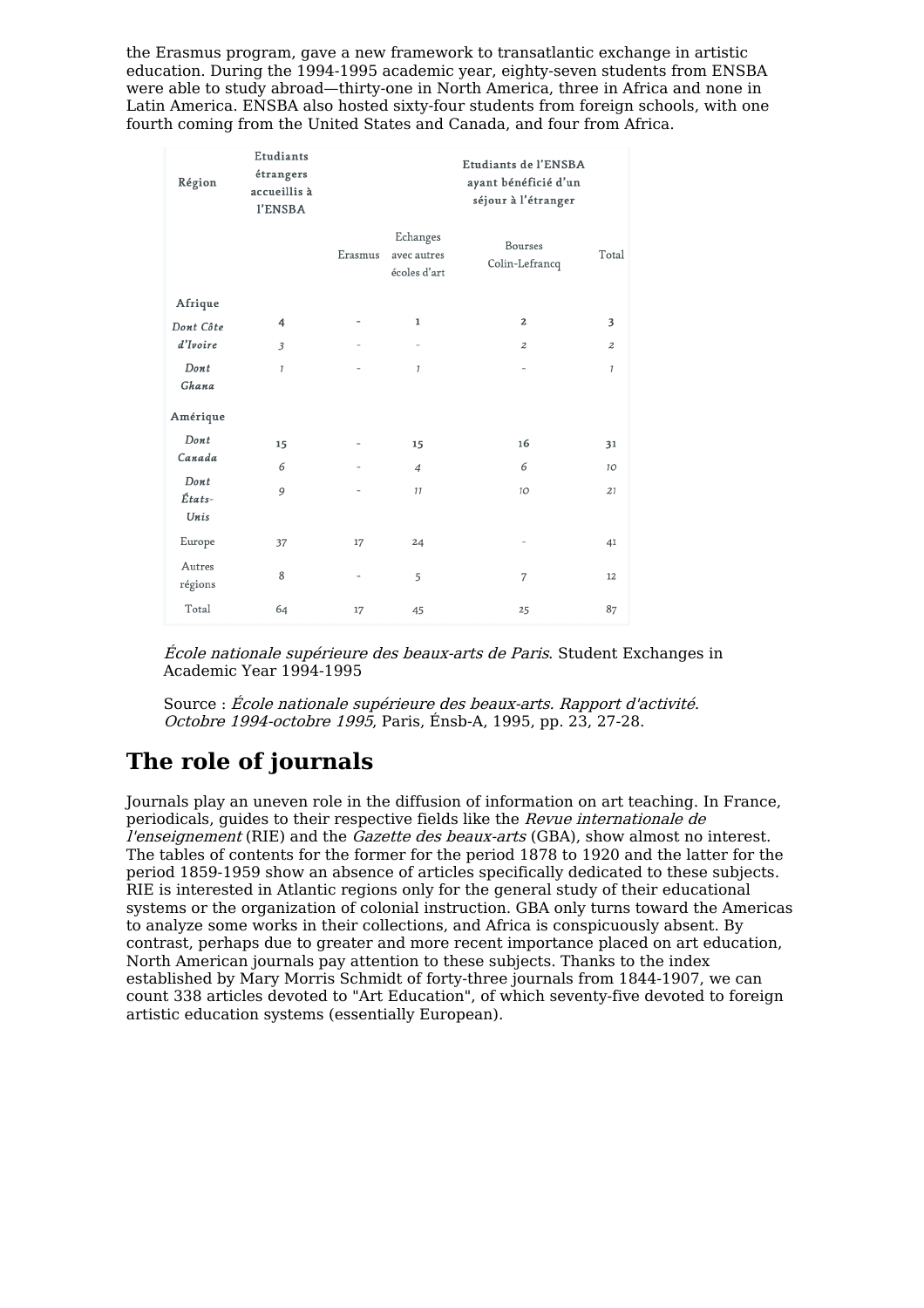the Erasmus program, gave a new framework to transatlantic exchange in artistic education. During the 1994-1995 academic year, eighty-seven students from ENSBA were able to study abroad—thirty-one in North America, three in Africa and none in Latin America. ENSBA also hosted sixty-four students from foreign schools, with one fourth coming from the United States and Canada, and four from Africa.

| Région | Etudiants étrangers accueillis à l'ENSBA | Etudiants de l'ENSBA ayant bénéficié d'un séjour à l'étranger | | | |
|---|---|---|---|---|---|
| | | Erasmus | Echanges avec autres écoles d'art | Bourses Colin-Lefrancq | Total |
| **Afrique** | **4** | - | **1** | **2** | **3** |
| *Dont Côte d'Ivoire* | *3* | - | - | *2* | *2* |
| *Dont Ghana* | *1* | - | *1* | - | *1* |
| **Amérique** | **15** | - | **15** | **16** | **31** |
| *Dont Canada* | *6* | - | *4* | *6* | *10* |
| *Dont États-Unis* | *9* | - | *11* | *10* | *21* |
| Europe | 37 | 17 | 24 | - | 41 |
| Autres régions | 8 | - | 5 | 7 | 12 |
| Total | 64 | 17 | 45 | 25 | 87 |

*École nationale supérieure des beaux-arts de Paris*. Student Exchanges in Academic Year 1994-1995

Source : *École nationale supérieure des beaux-arts. Rapport d'activité. Octobre 1994-octobre 1995*, Paris, Énsb-A, 1995, pp. 23, 27-28.

## The role of journals

Journals play an uneven role in the diffusion of information on art teaching. In France, periodicals, guides to their respective fields like the *Revue internationale de l'enseignement* (RIE) and the *Gazette des beaux-arts* (GBA), show almost no interest. The tables of contents for the former for the period 1878 to 1920 and the latter for the period 1859-1959 show an absence of articles specifically dedicated to these subjects. RIE is interested in Atlantic regions only for the general study of their educational systems or the organization of colonial instruction. GBA only turns toward the Americas to analyze some works in their collections, and Africa is conspicuously absent. By contrast, perhaps due to greater and more recent importance placed on art education, North American journals pay attention to these subjects. Thanks to the index established by Mary Morris Schmidt of forty-three journals from 1844-1907, we can count 338 articles devoted to "Art Education", of which seventy-five devoted to foreign artistic education systems (essentially European).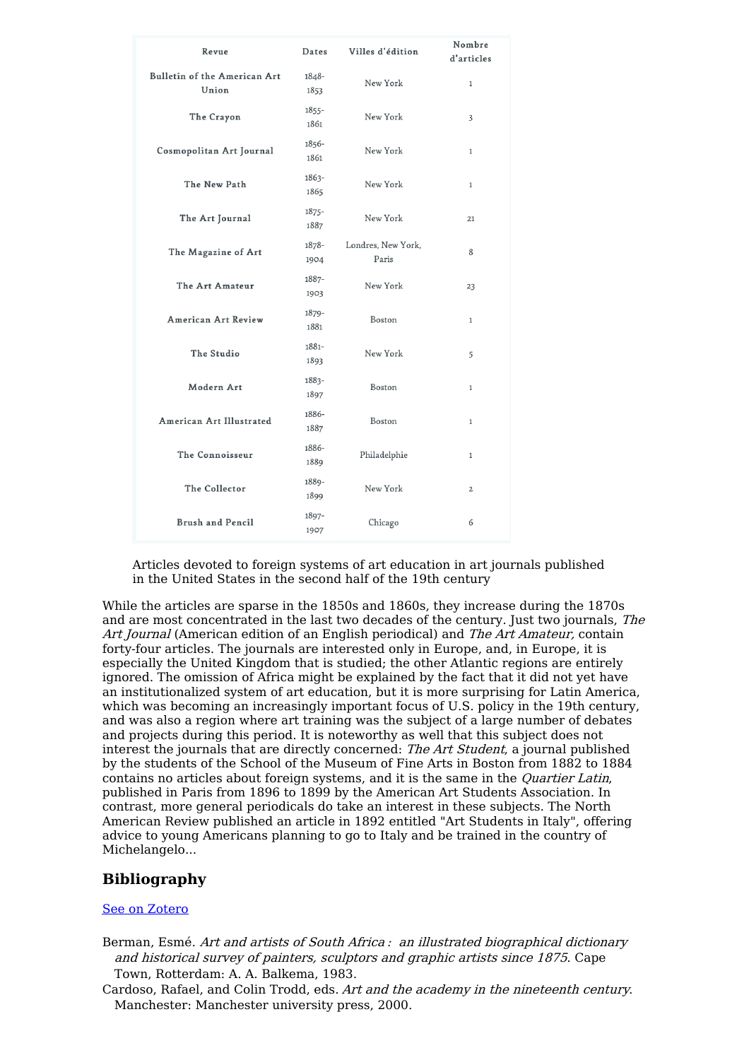| Revue | Dates | Villes d'édition | Nombre d'articles |
| --- | --- | --- | --- |
| Bulletin of the American Art Union | 1848-1853 | New York | 1 |
| The Crayon | 1855-1861 | New York | 3 |
| Cosmopolitan Art Journal | 1856-1861 | New York | 1 |
| The New Path | 1863-1865 | New York | 1 |
| The Art Journal | 1875-1887 | New York | 21 |
| The Magazine of Art | 1878-1904 | Londres, New York, Paris | 8 |
| The Art Amateur | 1887-1903 | New York | 23 |
| American Art Review | 1879-1881 | Boston | 1 |
| The Studio | 1881-1893 | New York | 5 |
| Modern Art | 1883-1897 | Boston | 1 |
| American Art Illustrated | 1886-1887 | Boston | 1 |
| The Connoisseur | 1886-1889 | Philadelphie | 1 |
| The Collector | 1889-1899 | New York | 2 |
| Brush and Pencil | 1897-1907 | Chicago | 6 |

Articles devoted to foreign systems of art education in art journals published in the United States in the second half of the 19th century

While the articles are sparse in the 1850s and 1860s, they increase during the 1870s and are most concentrated in the last two decades of the century. Just two journals, *The Art Journal* (American edition of an English periodical) and *The Art Amateur,* contain forty-four articles. The journals are interested only in Europe, and, in Europe, it is especially the United Kingdom that is studied; the other Atlantic regions are entirely ignored. The omission of Africa might be explained by the fact that it did not yet have an institutionalized system of art education, but it is more surprising for Latin America, which was becoming an increasingly important focus of U.S. policy in the 19th century, and was also a region where art training was the subject of a large number of debates and projects during this period. It is noteworthy as well that this subject does not interest the journals that are directly concerned: *The Art Student*, a journal published by the students of the School of the Museum of Fine Arts in Boston from 1882 to 1884 contains no articles about foreign systems, and it is the same in the *Quartier Latin*, published in Paris from 1896 to 1899 by the American Art Students Association. In contrast, more general periodicals do take an interest in these subjects. The North American Review published an article in 1892 entitled "Art Students in Italy", offering advice to young Americans planning to go to Italy and be trained in the country of Michelangelo...

## Bibliography

See on Zotero

Berman, Esmé. *Art and artists of South Africa : an illustrated biographical dictionary and historical survey of painters, sculptors and graphic artists since 1875*. Cape Town, Rotterdam: A. A. Balkema, 1983.

Cardoso, Rafael, and Colin Trodd, eds. *Art and the academy in the nineteenth century*. Manchester: Manchester university press, 2000.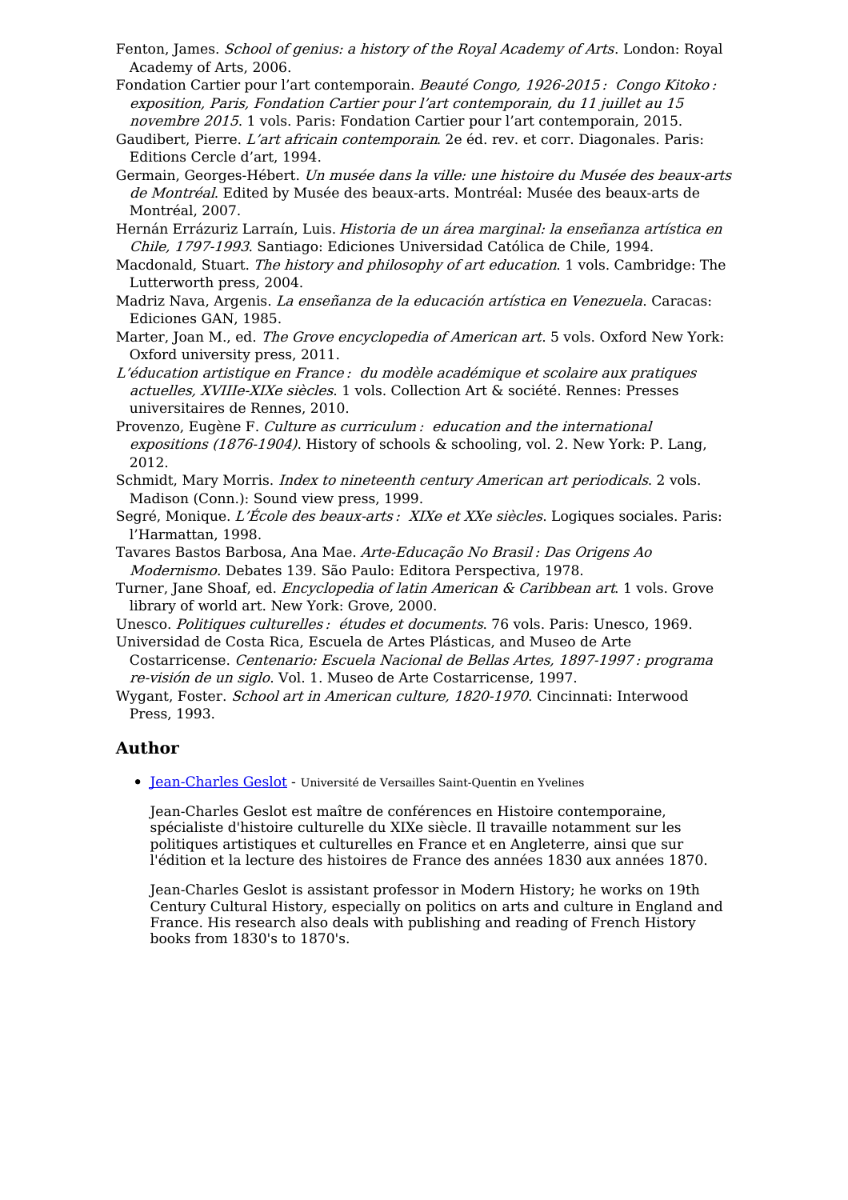Fenton, James. *School of genius: a history of the Royal Academy of Arts*. London: Royal Academy of Arts, 2006.

Fondation Cartier pour l'art contemporain. *Beauté Congo, 1926-2015 : Congo Kitoko : exposition, Paris, Fondation Cartier pour l'art contemporain, du 11 juillet au 15 novembre 2015*. 1 vols. Paris: Fondation Cartier pour l'art contemporain, 2015.

Gaudibert, Pierre. *L'art africain contemporain*. 2e éd. rev. et corr. Diagonales. Paris: Editions Cercle d'art, 1994.

Germain, Georges-Hébert. *Un musée dans la ville: une histoire du Musée des beaux-arts de Montréal*. Edited by Musée des beaux-arts. Montréal: Musée des beaux-arts de Montréal, 2007.

Hernán Errázuriz Larraín, Luis. *Historia de un área marginal: la enseñanza artística en Chile, 1797-1993*. Santiago: Ediciones Universidad Católica de Chile, 1994.

Macdonald, Stuart. *The history and philosophy of art education*. 1 vols. Cambridge: The Lutterworth press, 2004.

Madriz Nava, Argenis. *La enseñanza de la educación artística en Venezuela*. Caracas: Ediciones GAN, 1985.

Marter, Joan M., ed. *The Grove encyclopedia of American art*. 5 vols. Oxford New York: Oxford university press, 2011.

*L'éducation artistique en France : du modèle académique et scolaire aux pratiques actuelles, XVIIIe-XIXe siècles*. 1 vols. Collection Art & société. Rennes: Presses universitaires de Rennes, 2010.

Provenzo, Eugène F. *Culture as curriculum : education and the international expositions (1876-1904)*. History of schools & schooling, vol. 2. New York: P. Lang, 2012.

Schmidt, Mary Morris. *Index to nineteenth century American art periodicals*. 2 vols. Madison (Conn.): Sound view press, 1999.

Segré, Monique. *L'École des beaux-arts : XIXe et XXe siècles*. Logiques sociales. Paris: l'Harmattan, 1998.

Tavares Bastos Barbosa, Ana Mae. *Arte-Educação No Brasil : Das Origens Ao Modernismo*. Debates 139. São Paulo: Editora Perspectiva, 1978.

Turner, Jane Shoaf, ed. *Encyclopedia of latin American & Caribbean art*. 1 vols. Grove library of world art. New York: Grove, 2000.

Unesco. *Politiques culturelles : études et documents*. 76 vols. Paris: Unesco, 1969.

Universidad de Costa Rica, Escuela de Artes Plásticas, and Museo de Arte Costarricense. *Centenario: Escuela Nacional de Bellas Artes, 1897-1997 : programa re-visión de un siglo*. Vol. 1. Museo de Arte Costarricense, 1997.

Wygant, Foster. *School art in American culture, 1820-1970*. Cincinnati: Interwood Press, 1993.

## Author

- Jean-Charles Geslot - Université de Versailles Saint-Quentin en Yvelines

  Jean-Charles Geslot est maître de conférences en Histoire contemporaine, spécialiste d'histoire culturelle du XIXe siècle. Il travaille notamment sur les politiques artistiques et culturelles en France et en Angleterre, ainsi que sur l'édition et la lecture des histoires de France des années 1830 aux années 1870.

  Jean-Charles Geslot is assistant professor in Modern History; he works on 19th Century Cultural History, especially on politics on arts and culture in England and France. His research also deals with publishing and reading of French History books from 1830's to 1870's.